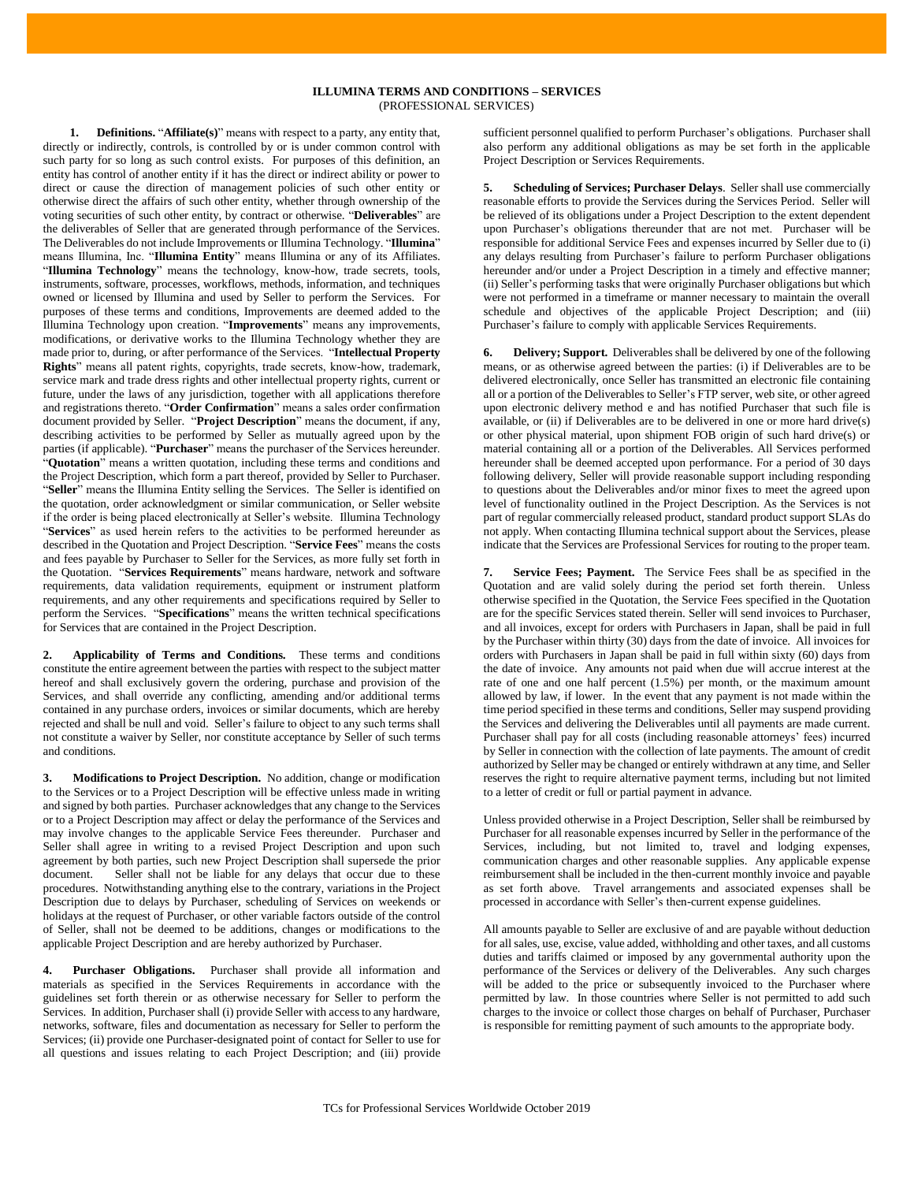# ILLUMINA TERMS AND CONDITIONS – SERVICES

(PROFESSIONAL SERVICES)

**1. Definitions.** "**Affiliate(s)**" means with respect to a party, any entity that, directly or indirectly, controls, is controlled by or is under common control with such party for so long as such control exists. For purposes of this definition, an entity has control of another entity if it has the direct or indirect ability or power to direct or cause the direction of management policies of such other entity or otherwise direct the affairs of such other entity, whether through ownership of the voting securities of such other entity, by contract or otherwise. "**Deliverables**" are the deliverables of Seller that are generated through performance of the Services. The Deliverables do not include Improvements or Illumina Technology. "**Illumina**" means Illumina, Inc. "**Illumina Entity**" means Illumina or any of its Affiliates. "**Illumina Technology**" means the technology, know-how, trade secrets, tools, instruments, software, processes, workflows, methods, information, and techniques owned or licensed by Illumina and used by Seller to perform the Services. For purposes of these terms and conditions, Improvements are deemed added to the Illumina Technology upon creation. "**Improvements**" means any improvements, modifications, or derivative works to the Illumina Technology whether they are made prior to, during, or after performance of the Services. "**Intellectual Property Rights**" means all patent rights, copyrights, trade secrets, know-how, trademark, service mark and trade dress rights and other intellectual property rights, current or future, under the laws of any jurisdiction, together with all applications therefore and registrations thereto. "**Order Confirmation**" means a sales order confirmation document provided by Seller. "**Project Description**" means the document, if any, describing activities to be performed by Seller as mutually agreed upon by the parties (if applicable). "**Purchaser**" means the purchaser of the Services hereunder. "**Quotation**" means a written quotation, including these terms and conditions and the Project Description, which form a part thereof, provided by Seller to Purchaser. "**Seller**" means the Illumina Entity selling the Services. The Seller is identified on the quotation, order acknowledgment or similar communication, or Seller website if the order is being placed electronically at Seller's website. Illumina Technology "**Services**" as used herein refers to the activities to be performed hereunder as described in the Quotation and Project Description. "**Service Fees**" means the costs and fees payable by Purchaser to Seller for the Services, as more fully set forth in the Quotation. "**Services Requirements**" means hardware, network and software requirements, data validation requirements, equipment or instrument platform requirements, and any other requirements and specifications required by Seller to perform the Services. "**Specifications**" means the written technical specifications for Services that are contained in the Project Description.

**2. Applicability of Terms and Conditions.** These terms and conditions constitute the entire agreement between the parties with respect to the subject matter hereof and shall exclusively govern the ordering, purchase and provision of the Services, and shall override any conflicting, amending and/or additional terms contained in any purchase orders, invoices or similar documents, which are hereby rejected and shall be null and void. Seller's failure to object to any such terms shall not constitute a waiver by Seller, nor constitute acceptance by Seller of such terms and conditions.

**3. Modifications to Project Description.** No addition, change or modification to the Services or to a Project Description will be effective unless made in writing and signed by both parties. Purchaser acknowledges that any change to the Services or to a Project Description may affect or delay the performance of the Services and may involve changes to the applicable Service Fees thereunder. Purchaser and Seller shall agree in writing to a revised Project Description and upon such agreement by both parties, such new Project Description shall supersede the prior document. Seller shall not be liable for any delays that occur due to these procedures. Notwithstanding anything else to the contrary, variations in the Project Description due to delays by Purchaser, scheduling of Services on weekends or holidays at the request of Purchaser, or other variable factors outside of the control of Seller, shall not be deemed to be additions, changes or modifications to the applicable Project Description and are hereby authorized by Purchaser.

**4. Purchaser Obligations.** Purchaser shall provide all information and materials as specified in the Services Requirements in accordance with the guidelines set forth therein or as otherwise necessary for Seller to perform the Services. In addition, Purchaser shall (i) provide Seller with access to any hardware, networks, software, files and documentation as necessary for Seller to perform the Services; (ii) provide one Purchaser-designated point of contact for Seller to use for all questions and issues relating to each Project Description; and (iii) provide sufficient personnel qualified to perform Purchaser's obligations. Purchaser shall also perform any additional obligations as may be set forth in the applicable Project Description or Services Requirements.

**5. Scheduling of Services; Purchaser Delays**. Seller shall use commercially reasonable efforts to provide the Services during the Services Period. Seller will be relieved of its obligations under a Project Description to the extent dependent upon Purchaser's obligations thereunder that are not met. Purchaser will be responsible for additional Service Fees and expenses incurred by Seller due to (i) any delays resulting from Purchaser's failure to perform Purchaser obligations hereunder and/or under a Project Description in a timely and effective manner; (ii) Seller's performing tasks that were originally Purchaser obligations but which were not performed in a timeframe or manner necessary to maintain the overall schedule and objectives of the applicable Project Description; and (iii) Purchaser's failure to comply with applicable Services Requirements.

**6. Delivery; Support.** Deliverables shall be delivered by one of the following means, or as otherwise agreed between the parties: (i) if Deliverables are to be delivered electronically, once Seller has transmitted an electronic file containing all or a portion of the Deliverables to Seller's FTP server, web site, or other agreed upon electronic delivery method e and has notified Purchaser that such file is available, or (ii) if Deliverables are to be delivered in one or more hard drive(s) or other physical material, upon shipment FOB origin of such hard drive(s) or material containing all or a portion of the Deliverables. All Services performed hereunder shall be deemed accepted upon performance. For a period of 30 days following delivery, Seller will provide reasonable support including responding to questions about the Deliverables and/or minor fixes to meet the agreed upon level of functionality outlined in the Project Description. As the Services is not part of regular commercially released product, standard product support SLAs do not apply. When contacting Illumina technical support about the Services, please indicate that the Services are Professional Services for routing to the proper team.

**7. Service Fees; Payment.** The Service Fees shall be as specified in the Quotation and are valid solely during the period set forth therein. Unless otherwise specified in the Quotation, the Service Fees specified in the Quotation are for the specific Services stated therein. Seller will send invoices to Purchaser, and all invoices, except for orders with Purchasers in Japan, shall be paid in full by the Purchaser within thirty (30) days from the date of invoice. All invoices for orders with Purchasers in Japan shall be paid in full within sixty (60) days from the date of invoice. Any amounts not paid when due will accrue interest at the rate of one and one half percent (1.5%) per month, or the maximum amount allowed by law, if lower. In the event that any payment is not made within the time period specified in these terms and conditions, Seller may suspend providing the Services and delivering the Deliverables until all payments are made current. Purchaser shall pay for all costs (including reasonable attorneys' fees) incurred by Seller in connection with the collection of late payments. The amount of credit authorized by Seller may be changed or entirely withdrawn at any time, and Seller reserves the right to require alternative payment terms, including but not limited to a letter of credit or full or partial payment in advance.

Unless provided otherwise in a Project Description, Seller shall be reimbursed by Purchaser for all reasonable expenses incurred by Seller in the performance of the Services, including, but not limited to, travel and lodging expenses, communication charges and other reasonable supplies. Any applicable expense reimbursement shall be included in the then-current monthly invoice and payable as set forth above. Travel arrangements and associated expenses shall be processed in accordance with Seller's then-current expense guidelines.

All amounts payable to Seller are exclusive of and are payable without deduction for all sales, use, excise, value added, withholding and other taxes, and all customs duties and tariffs claimed or imposed by any governmental authority upon the performance of the Services or delivery of the Deliverables. Any such charges will be added to the price or subsequently invoiced to the Purchaser where permitted by law. In those countries where Seller is not permitted to add such charges to the invoice or collect those charges on behalf of Purchaser, Purchaser is responsible for remitting payment of such amounts to the appropriate body.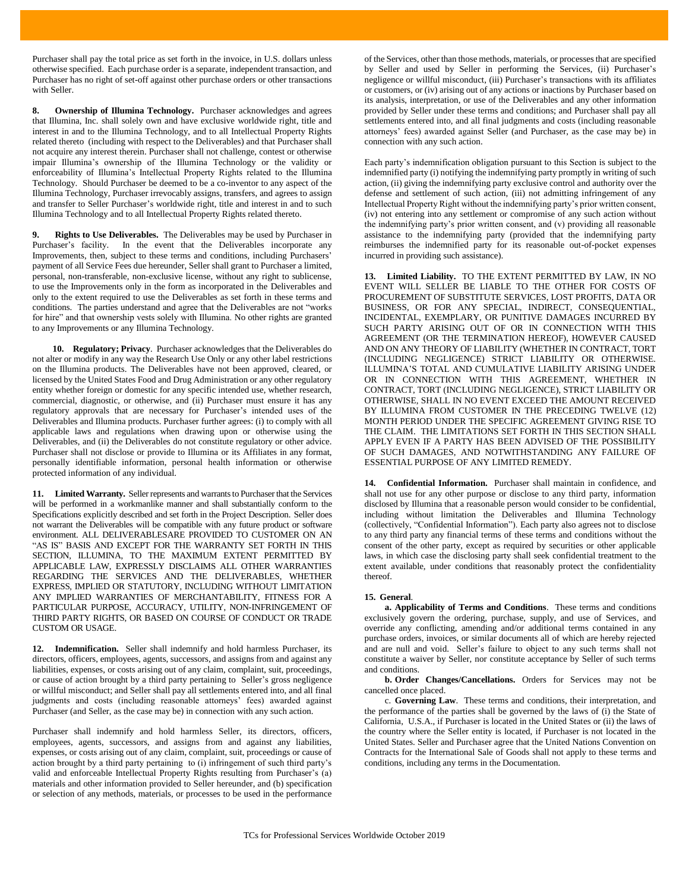Purchaser shall pay the total price as set forth in the invoice, in U.S. dollars unless otherwise specified. Each purchase order is a separate, independent transaction, and Purchaser has no right of set-off against other purchase orders or other transactions with Seller.

**8. Ownership of Illumina Technology.** Purchaser acknowledges and agrees that Illumina, Inc. shall solely own and have exclusive worldwide right, title and interest in and to the Illumina Technology, and to all Intellectual Property Rights related thereto (including with respect to the Deliverables) and that Purchaser shall not acquire any interest therein. Purchaser shall not challenge, contest or otherwise impair Illumina's ownership of the Illumina Technology or the validity or enforceability of Illumina's Intellectual Property Rights related to the Illumina Technology. Should Purchaser be deemed to be a co-inventor to any aspect of the Illumina Technology, Purchaser irrevocably assigns, transfers, and agrees to assign and transfer to Seller Purchaser's worldwide right, title and interest in and to such Illumina Technology and to all Intellectual Property Rights related thereto.

**9. Rights to Use Deliverables.** The Deliverables may be used by Purchaser in Purchaser's facility. In the event that the Deliverables incorporate any Improvements, then, subject to these terms and conditions, including Purchasers' payment of all Service Fees due hereunder, Seller shall grant to Purchaser a limited, personal, non-transferable, non-exclusive license, without any right to sublicense, to use the Improvements only in the form as incorporated in the Deliverables and only to the extent required to use the Deliverables as set forth in these terms and conditions. The parties understand and agree that the Deliverables are not "works for hire" and that ownership vests solely with Illumina. No other rights are granted to any Improvements or any Illumina Technology.

**10. Regulatory; Privacy**. Purchaser acknowledges that the Deliverables do not alter or modify in any way the Research Use Only or any other label restrictions on the Illumina products. The Deliverables have not been approved, cleared, or licensed by the United States Food and Drug Administration or any other regulatory entity whether foreign or domestic for any specific intended use, whether research, commercial, diagnostic, or otherwise, and (ii) Purchaser must ensure it has any regulatory approvals that are necessary for Purchaser's intended uses of the Deliverables and Illumina products. Purchaser further agrees: (i) to comply with all applicable laws and regulations when drawing upon or otherwise using the Deliverables, and (ii) the Deliverables do not constitute regulatory or other advice. Purchaser shall not disclose or provide to Illumina or its Affiliates in any format, personally identifiable information, personal health information or otherwise protected information of any individual.

**11. Limited Warranty.** Seller represents and warrants to Purchaser that the Services will be performed in a workmanlike manner and shall substantially conform to the Specifications explicitly described and set forth in the Project Description. Seller does not warrant the Deliverables will be compatible with any future product or software environment. ALL DELIVERABLESARE PROVIDED TO CUSTOMER ON AN "AS IS" BASIS AND EXCEPT FOR THE WARRANTY SET FORTH IN THIS SECTION, ILLUMINA, TO THE MAXIMUM EXTENT PERMITTED BY APPLICABLE LAW, EXPRESSLY DISCLAIMS ALL OTHER WARRANTIES REGARDING THE SERVICES AND THE DELIVERABLES, WHETHER EXPRESS, IMPLIED OR STATUTORY, INCLUDING WITHOUT LIMITATION ANY IMPLIED WARRANTIES OF MERCHANTABILITY, FITNESS FOR A PARTICULAR PURPOSE, ACCURACY, UTILITY, NON-INFRINGEMENT OF THIRD PARTY RIGHTS, OR BASED ON COURSE OF CONDUCT OR TRADE CUSTOM OR USAGE.

**12. Indemnification.** Seller shall indemnify and hold harmless Purchaser, its directors, officers, employees, agents, successors, and assigns from and against any liabilities, expenses, or costs arising out of any claim, complaint, suit, proceedings, or cause of action brought by a third party pertaining to Seller's gross negligence or willful misconduct; and Seller shall pay all settlements entered into, and all final judgments and costs (including reasonable attorneys' fees) awarded against Purchaser (and Seller, as the case may be) in connection with any such action.

Purchaser shall indemnify and hold harmless Seller, its directors, officers, employees, agents, successors, and assigns from and against any liabilities, expenses, or costs arising out of any claim, complaint, suit, proceedings or cause of action brought by a third party pertaining to (i) infringement of such third party's valid and enforceable Intellectual Property Rights resulting from Purchaser's (a) materials and other information provided to Seller hereunder, and (b) specification or selection of any methods, materials, or processes to be used in the performance of the Services, other than those methods, materials, or processes that are specified by Seller and used by Seller in performing the Services, (ii) Purchaser's negligence or willful misconduct, (iii) Purchaser's transactions with its affiliates or customers, or (iv) arising out of any actions or inactions by Purchaser based on its analysis, interpretation, or use of the Deliverables and any other information provided by Seller under these terms and conditions; and Purchaser shall pay all settlements entered into, and all final judgments and costs (including reasonable attorneys' fees) awarded against Seller (and Purchaser, as the case may be) in connection with any such action.

Each party's indemnification obligation pursuant to this Section is subject to the indemnified party (i) notifying the indemnifying party promptly in writing of such action, (ii) giving the indemnifying party exclusive control and authority over the defense and settlement of such action, (iii) not admitting infringement of any Intellectual Property Right without the indemnifying party's prior written consent, (iv) not entering into any settlement or compromise of any such action without the indemnifying party's prior written consent, and (v) providing all reasonable assistance to the indemnifying party (provided that the indemnifying party reimburses the indemnified party for its reasonable out-of-pocket expenses incurred in providing such assistance).

**13. Limited Liability.** TO THE EXTENT PERMITTED BY LAW, IN NO EVENT WILL SELLER BE LIABLE TO THE OTHER FOR COSTS OF PROCUREMENT OF SUBSTITUTE SERVICES, LOST PROFITS, DATA OR BUSINESS, OR FOR ANY SPECIAL, INDIRECT, CONSEQUENTIAL, INCIDENTAL, EXEMPLARY, OR PUNITIVE DAMAGES INCURRED BY SUCH PARTY ARISING OUT OF OR IN CONNECTION WITH THIS AGREEMENT (OR THE TERMINATION HEREOF), HOWEVER CAUSED AND ON ANY THEORY OF LIABILITY (WHETHER IN CONTRACT, TORT (INCLUDING NEGLIGENCE) STRICT LIABILITY OR OTHERWISE. ILLUMINA'S TOTAL AND CUMULATIVE LIABILITY ARISING UNDER OR IN CONNECTION WITH THIS AGREEMENT, WHETHER IN CONTRACT, TORT (INCLUDING NEGLIGENCE), STRICT LIABILITY OR OTHERWISE, SHALL IN NO EVENT EXCEED THE AMOUNT RECEIVED BY ILLUMINA FROM CUSTOMER IN THE PRECEDING TWELVE (12) MONTH PERIOD UNDER THE SPECIFIC AGREEMENT GIVING RISE TO THE CLAIM. THE LIMITATIONS SET FORTH IN THIS SECTION SHALL APPLY EVEN IF A PARTY HAS BEEN ADVISED OF THE POSSIBILITY OF SUCH DAMAGES, AND NOTWITHSTANDING ANY FAILURE OF ESSENTIAL PURPOSE OF ANY LIMITED REMEDY.

**14. Confidential Information.** Purchaser shall maintain in confidence, and shall not use for any other purpose or disclose to any third party, information disclosed by Illumina that a reasonable person would consider to be confidential, including without limitation the Deliverables and Illumina Technology (collectively, "Confidential Information"). Each party also agrees not to disclose to any third party any financial terms of these terms and conditions without the consent of the other party, except as required by securities or other applicable laws, in which case the disclosing party shall seek confidential treatment to the extent available, under conditions that reasonably protect the confidentiality thereof.

**15. General**.

**a. Applicability of Terms and Conditions**. These terms and conditions exclusively govern the ordering, purchase, supply, and use of Services, and override any conflicting, amending and/or additional terms contained in any purchase orders, invoices, or similar documents all of which are hereby rejected and are null and void. Seller's failure to object to any such terms shall not constitute a waiver by Seller, nor constitute acceptance by Seller of such terms and conditions.

**b. Order Changes/Cancellations.** Orders for Services may not be cancelled once placed.

c. **Governing Law**. These terms and conditions, their interpretation, and the performance of the parties shall be governed by the laws of (i) the State of California, U.S.A., if Purchaser is located in the United States or (ii) the laws of the country where the Seller entity is located, if Purchaser is not located in the United States. Seller and Purchaser agree that the United Nations Convention on Contracts for the International Sale of Goods shall not apply to these terms and conditions, including any terms in the Documentation.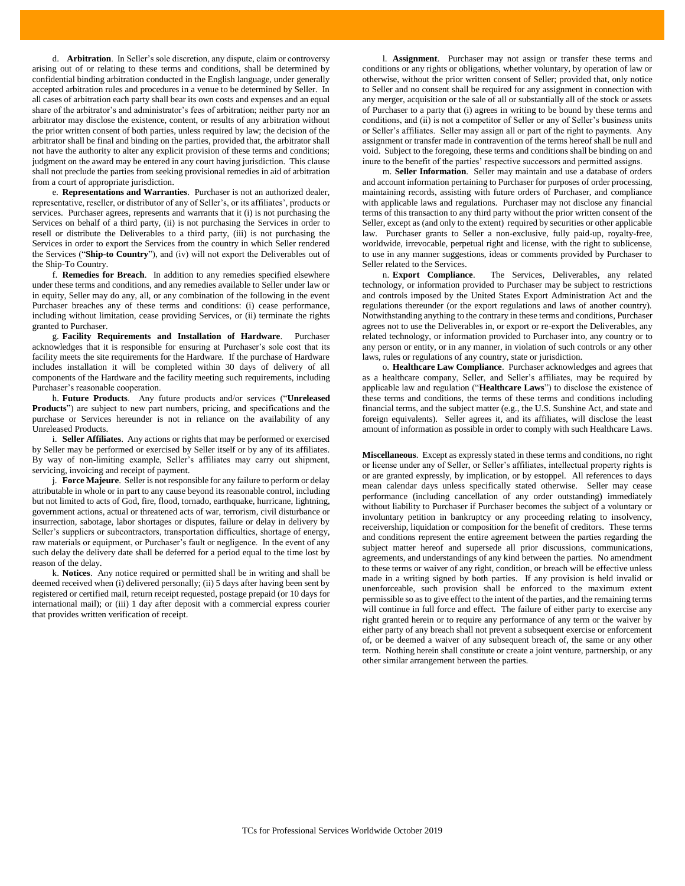d. **Arbitration**. In Seller's sole discretion, any dispute, claim or controversy arising out of or relating to these terms and conditions, shall be determined by confidential binding arbitration conducted in the English language, under generally accepted arbitration rules and procedures in a venue to be determined by Seller. In all cases of arbitration each party shall bear its own costs and expenses and an equal share of the arbitrator's and administrator's fees of arbitration; neither party nor an arbitrator may disclose the existence, content, or results of any arbitration without the prior written consent of both parties, unless required by law; the decision of the arbitrator shall be final and binding on the parties, provided that, the arbitrator shall not have the authority to alter any explicit provision of these terms and conditions; judgment on the award may be entered in any court having jurisdiction. This clause shall not preclude the parties from seeking provisional remedies in aid of arbitration from a court of appropriate jurisdiction.

e. **Representations and Warranties**. Purchaser is not an authorized dealer, representative, reseller, or distributor of any of Seller's, or its affiliates', products or services. Purchaser agrees, represents and warrants that it (i) is not purchasing the Services on behalf of a third party, (ii) is not purchasing the Services in order to resell or distribute the Deliverables to a third party, (iii) is not purchasing the Services in order to export the Services from the country in which Seller rendered the Services ("**Ship-to Country**"), and (iv) will not export the Deliverables out of the Ship-To Country.

f. **Remedies for Breach**. In addition to any remedies specified elsewhere under these terms and conditions, and any remedies available to Seller under law or in equity, Seller may do any, all, or any combination of the following in the event Purchaser breaches any of these terms and conditions: (i) cease performance, including without limitation, cease providing Services, or (ii) terminate the rights granted to Purchaser.

g. **Facility Requirements and Installation of Hardware**. Purchaser acknowledges that it is responsible for ensuring at Purchaser's sole cost that its facility meets the site requirements for the Hardware. If the purchase of Hardware includes installation it will be completed within 30 days of delivery of all components of the Hardware and the facility meeting such requirements, including Purchaser's reasonable cooperation.

h. **Future Products**. Any future products and/or services ("**Unreleased Products**") are subject to new part numbers, pricing, and specifications and the purchase or Services hereunder is not in reliance on the availability of any Unreleased Products.

i. **Seller Affiliates**. Any actions or rights that may be performed or exercised by Seller may be performed or exercised by Seller itself or by any of its affiliates. By way of non-limiting example, Seller's affiliates may carry out shipment, servicing, invoicing and receipt of payment.

j. **Force Majeure**. Seller is not responsible for any failure to perform or delay attributable in whole or in part to any cause beyond its reasonable control, including but not limited to acts of God, fire, flood, tornado, earthquake, hurricane, lightning, government actions, actual or threatened acts of war, terrorism, civil disturbance or insurrection, sabotage, labor shortages or disputes, failure or delay in delivery by Seller's suppliers or subcontractors, transportation difficulties, shortage of energy, raw materials or equipment, or Purchaser's fault or negligence. In the event of any such delay the delivery date shall be deferred for a period equal to the time lost by reason of the delay.

k. **Notices**. Any notice required or permitted shall be in writing and shall be deemed received when (i) delivered personally; (ii) 5 days after having been sent by registered or certified mail, return receipt requested, postage prepaid (or 10 days for international mail); or (iii) 1 day after deposit with a commercial express courier that provides written verification of receipt.

l. **Assignment**. Purchaser may not assign or transfer these terms and conditions or any rights or obligations, whether voluntary, by operation of law or otherwise, without the prior written consent of Seller; provided that, only notice to Seller and no consent shall be required for any assignment in connection with any merger, acquisition or the sale of all or substantially all of the stock or assets of Purchaser to a party that (i) agrees in writing to be bound by these terms and conditions, and (ii) is not a competitor of Seller or any of Seller's business units or Seller's affiliates. Seller may assign all or part of the right to payments. Any assignment or transfer made in contravention of the terms hereof shall be null and void. Subject to the foregoing, these terms and conditions shall be binding on and inure to the benefit of the parties' respective successors and permitted assigns.

m. **Seller Information**. Seller may maintain and use a database of orders and account information pertaining to Purchaser for purposes of order processing, maintaining records, assisting with future orders of Purchaser, and compliance with applicable laws and regulations. Purchaser may not disclose any financial terms of this transaction to any third party without the prior written consent of the Seller, except as (and only to the extent) required by securities or other applicable law. Purchaser grants to Seller a non-exclusive, fully paid-up, royalty-free, worldwide, irrevocable, perpetual right and license, with the right to sublicense, to use in any manner suggestions, ideas or comments provided by Purchaser to Seller related to the Services.

n. **Export Compliance**. The Services, Deliverables, any related technology, or information provided to Purchaser may be subject to restrictions and controls imposed by the United States Export Administration Act and the regulations thereunder (or the export regulations and laws of another country). Notwithstanding anything to the contrary in these terms and conditions, Purchaser agrees not to use the Deliverables in, or export or re-export the Deliverables, any related technology, or information provided to Purchaser into, any country or to any person or entity, or in any manner, in violation of such controls or any other laws, rules or regulations of any country, state or jurisdiction.

o. **Healthcare Law Compliance**. Purchaser acknowledges and agrees that as a healthcare company, Seller, and Seller's affiliates, may be required by applicable law and regulation ("**Healthcare Laws**") to disclose the existence of these terms and conditions, the terms of these terms and conditions including financial terms, and the subject matter (e.g., the U.S. Sunshine Act, and state and foreign equivalents). Seller agrees it, and its affiliates, will disclose the least amount of information as possible in order to comply with such Healthcare Laws.

**Miscellaneous**. Except as expressly stated in these terms and conditions, no right or license under any of Seller, or Seller's affiliates, intellectual property rights is or are granted expressly, by implication, or by estoppel. All references to days mean calendar days unless specifically stated otherwise. Seller may cease performance (including cancellation of any order outstanding) immediately without liability to Purchaser if Purchaser becomes the subject of a voluntary or involuntary petition in bankruptcy or any proceeding relating to insolvency, receivership, liquidation or composition for the benefit of creditors. These terms and conditions represent the entire agreement between the parties regarding the subject matter hereof and supersede all prior discussions, communications, agreements, and understandings of any kind between the parties. No amendment to these terms or waiver of any right, condition, or breach will be effective unless made in a writing signed by both parties. If any provision is held invalid or unenforceable, such provision shall be enforced to the maximum extent permissible so as to give effect to the intent of the parties, and the remaining terms will continue in full force and effect. The failure of either party to exercise any right granted herein or to require any performance of any term or the waiver by either party of any breach shall not prevent a subsequent exercise or enforcement of, or be deemed a waiver of any subsequent breach of, the same or any other term. Nothing herein shall constitute or create a joint venture, partnership, or any other similar arrangement between the parties.